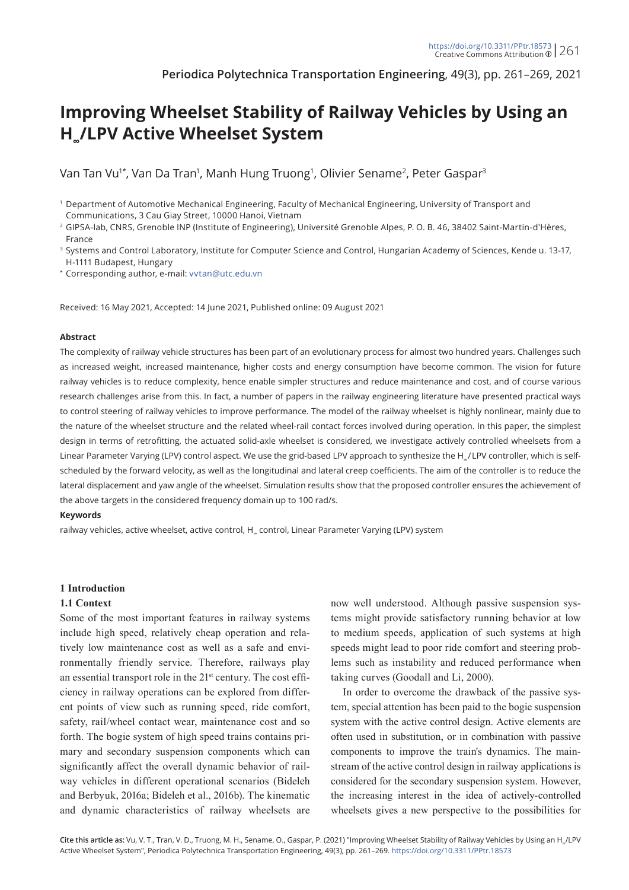# Improving Wheelset Stability of Railway Vehicles by Using an $H_\infty$/LPV Active Wheelset System

Van Tan Vu[1*], Van Da Tran[1], Manh Hung Truong[1], Olivier Sename[2], Peter Gaspar[3]

[1] Department of Automotive Mechanical Engineering, Faculty of Mechanical Engineering, University of Transport and Communications, 3 Cau Giay Street, 10000 Hanoi, Vietnam

[2] GIPSA-lab, CNRS, Grenoble INP (Institute of Engineering), Université Grenoble Alpes, P. O. B. 46, 38402 Saint-Martin-d'Hères, France

[3] Systems and Control Laboratory, Institute for Computer Science and Control, Hungarian Academy of Sciences, Kende u. 13-17, H-1111 Budapest, Hungary

[*] Corresponding author, e-mail: vvtan@utc.edu.vn

Received: 16 May 2021, Accepted: 14 June 2021, Published online: 09 August 2021

#### Abstract

The complexity of railway vehicle structures has been part of an evolutionary process for almost two hundred years. Challenges such as increased weight, increased maintenance, higher costs and energy consumption have become common. The vision for future railway vehicles is to reduce complexity, hence enable simpler structures and reduce maintenance and cost, and of course various research challenges arise from this. In fact, a number of papers in the railway engineering literature have presented practical ways to control steering of railway vehicles to improve performance. The model of the railway wheelset is highly nonlinear, mainly due to the nature of the wheelset structure and the related wheel-rail contact forces involved during operation. In this paper, the simplest design in terms of retrofitting, the actuated solid-axle wheelset is considered, we investigate actively controlled wheelsets from a Linear Parameter Varying (LPV) control aspect. We use the grid-based LPV approach to synthesize the $H_\infty$/LPV controller, which is self-scheduled by the forward velocity, as well as the longitudinal and lateral creep coefficients. The aim of the controller is to reduce the lateral displacement and yaw angle of the wheelset. Simulation results show that the proposed controller ensures the achievement of the above targets in the considered frequency domain up to 100 rad/s.

#### Keywords

railway vehicles, active wheelset, active control, $H_\infty$ control, Linear Parameter Varying (LPV) system

## 1 Introduction

### 1.1 Context

Some of the most important features in railway systems include high speed, relatively cheap operation and relatively low maintenance cost as well as a safe and environmentally friendly service. Therefore, railways play an essential transport role in the 21st century. The cost efficiency in railway operations can be explored from different points of view such as running speed, ride comfort, safety, rail/wheel contact wear, maintenance cost and so forth. The bogie system of high speed trains contains primary and secondary suspension components which can significantly affect the overall dynamic behavior of railway vehicles in different operational scenarios (Bideleh and Berbyuk, 2016a; Bideleh et al., 2016b). The kinematic and dynamic characteristics of railway wheelsets are now well understood. Although passive suspension systems might provide satisfactory running behavior at low to medium speeds, application of such systems at high speeds might lead to poor ride comfort and steering problems such as instability and reduced performance when taking curves (Goodall and Li, 2000).

In order to overcome the drawback of the passive system, special attention has been paid to the bogie suspension system with the active control design. Active elements are often used in substitution, or in combination with passive components to improve the train's dynamics. The mainstream of the active control design in railway applications is considered for the secondary suspension system. However, the increasing interest in the idea of actively-controlled wheelsets gives a new perspective to the possibilities for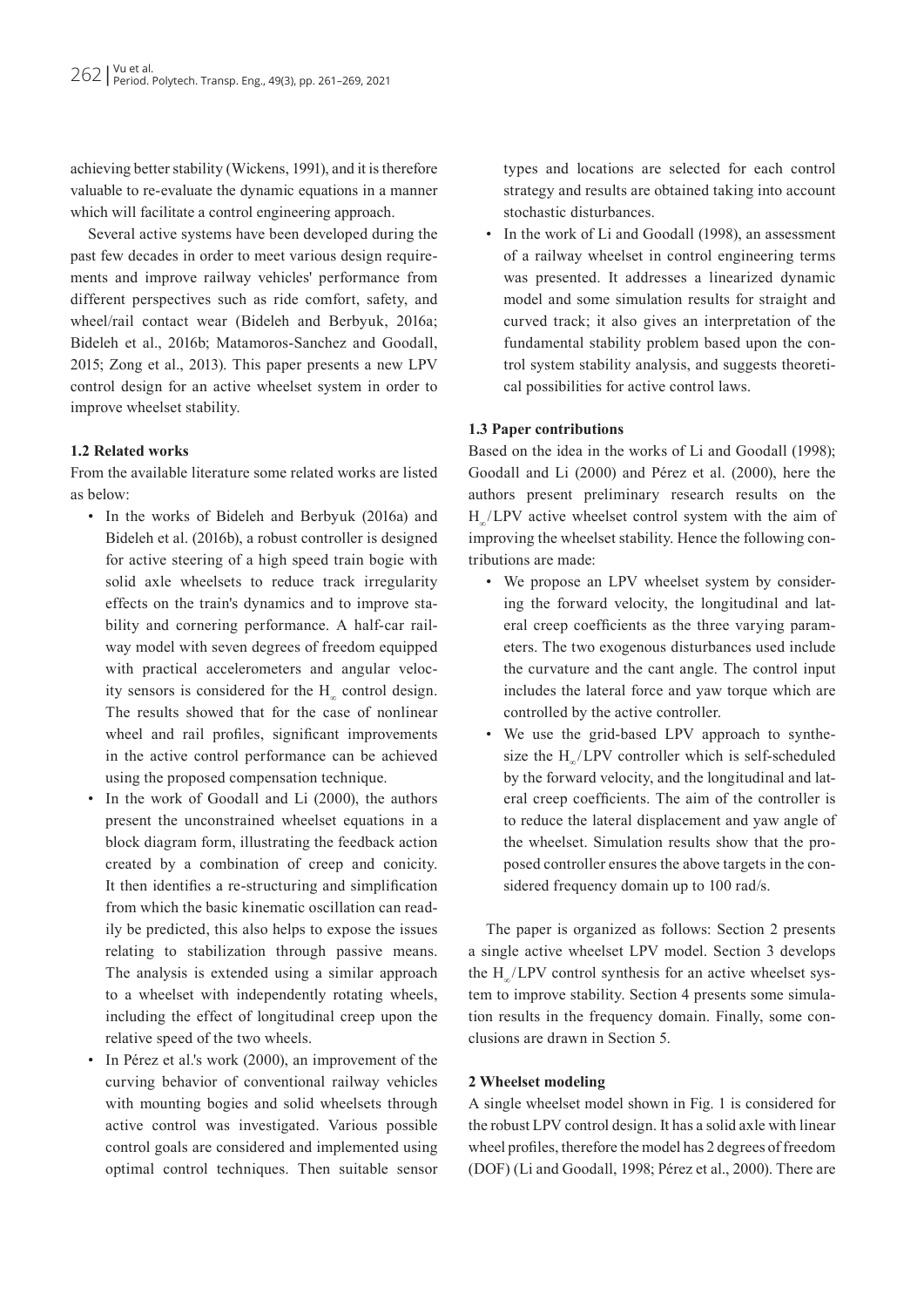achieving better stability (Wickens, 1991), and it is therefore valuable to re-evaluate the dynamic equations in a manner which will facilitate a control engineering approach.

Several active systems have been developed during the past few decades in order to meet various design requirements and improve railway vehicles' performance from different perspectives such as ride comfort, safety, and wheel/rail contact wear (Bideleh and Berbyuk, 2016a; Bideleh et al., 2016b; Matamoros-Sanchez and Goodall, 2015; Zong et al., 2013). This paper presents a new LPV control design for an active wheelset system in order to improve wheelset stability.

### 1.2 Related works

From the available literature some related works are listed as below:

- In the works of Bideleh and Berbyuk (2016a) and Bideleh et al. (2016b), a robust controller is designed for active steering of a high speed train bogie with solid axle wheelsets to reduce track irregularity effects on the train's dynamics and to improve stability and cornering performance. A half-car railway model with seven degrees of freedom equipped with practical accelerometers and angular velocity sensors is considered for the $H_\infty$ control design. The results showed that for the case of nonlinear wheel and rail profiles, significant improvements in the active control performance can be achieved using the proposed compensation technique.
- In the work of Goodall and Li (2000), the authors present the unconstrained wheelset equations in a block diagram form, illustrating the feedback action created by a combination of creep and conicity. It then identifies a re-structuring and simplification from which the basic kinematic oscillation can readily be predicted, this also helps to expose the issues relating to stabilization through passive means. The analysis is extended using a similar approach to a wheelset with independently rotating wheels, including the effect of longitudinal creep upon the relative speed of the two wheels.
- In Pérez et al.'s work (2000), an improvement of the curving behavior of conventional railway vehicles with mounting bogies and solid wheelsets through active control was investigated. Various possible control goals are considered and implemented using optimal control techniques. Then suitable sensor types and locations are selected for each control strategy and results are obtained taking into account stochastic disturbances.
- In the work of Li and Goodall (1998), an assessment of a railway wheelset in control engineering terms was presented. It addresses a linearized dynamic model and some simulation results for straight and curved track; it also gives an interpretation of the fundamental stability problem based upon the control system stability analysis, and suggests theoretical possibilities for active control laws.

### 1.3 Paper contributions

Based on the idea in the works of Li and Goodall (1998); Goodall and Li (2000) and Pérez et al. (2000), here the authors present preliminary research results on the $H_\infty$/LPV active wheelset control system with the aim of improving the wheelset stability. Hence the following contributions are made:

- We propose an LPV wheelset system by considering the forward velocity, the longitudinal and lateral creep coefficients as the three varying parameters. The two exogenous disturbances used include the curvature and the cant angle. The control input includes the lateral force and yaw torque which are controlled by the active controller.
- We use the grid-based LPV approach to synthesize the $H_\infty$/LPV controller which is self-scheduled by the forward velocity, and the longitudinal and lateral creep coefficients. The aim of the controller is to reduce the lateral displacement and yaw angle of the wheelset. Simulation results show that the proposed controller ensures the above targets in the considered frequency domain up to 100 rad/s.

The paper is organized as follows: Section 2 presents a single active wheelset LPV model. Section 3 develops the $H_\infty$/LPV control synthesis for an active wheelset system to improve stability. Section 4 presents some simulation results in the frequency domain. Finally, some conclusions are drawn in Section 5.

## 2 Wheelset modeling

A single wheelset model shown in Fig. 1 is considered for the robust LPV control design. It has a solid axle with linear wheel profiles, therefore the model has 2 degrees of freedom (DOF) (Li and Goodall, 1998; Pérez et al., 2000). There are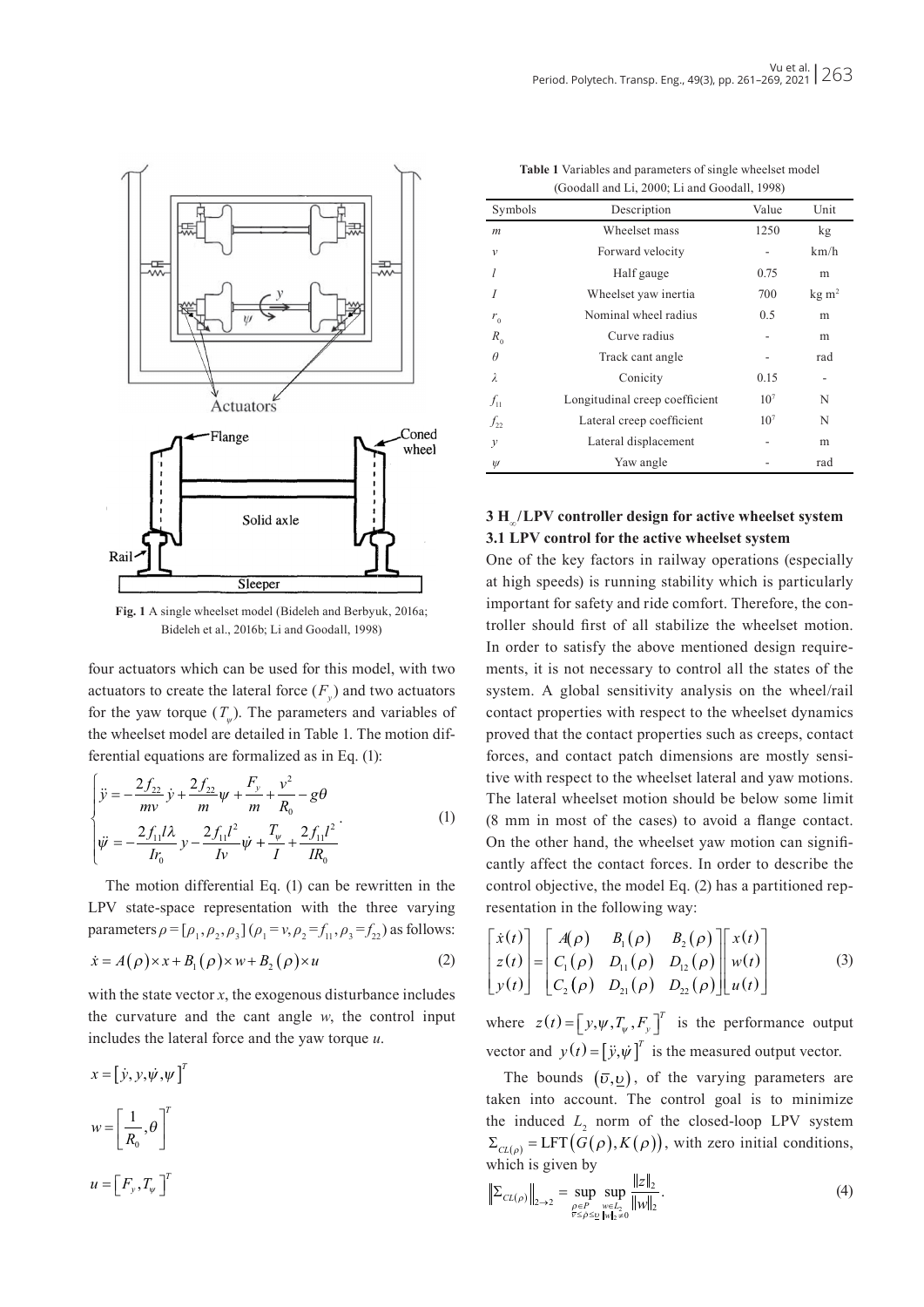Fig. 1 A single wheelset model (Bideleh and Berbyuk, 2016a; Bideleh et al., 2016b; Li and Goodall, 1998)

four actuators which can be used for this model, with two actuators to create the lateral force ($F_y$) and two actuators for the yaw torque ($T_\psi$). The parameters and variables of the wheelset model are detailed in Table 1. The motion differential equations are formalized as in Eq. (1):

$$\begin{cases} \ddot{y} = -\dfrac{2f_{22}}{mv}\dot{y} + \dfrac{2f_{22}}{m}\psi + \dfrac{F_y}{m} + \dfrac{v^2}{R_0} - g\theta \\ \ddot{\psi} = -\dfrac{2f_{11}l\lambda}{Ir_0}y - \dfrac{2f_{11}l^2}{Iv}\dot{\psi} + \dfrac{T_\psi}{I} + \dfrac{2f_{11}l^2}{IR_0} \end{cases} . \tag{1}$$

The motion differential Eq. (1) can be rewritten in the LPV state-space representation with the three varying parameters $\rho = [\rho_1, \rho_2, \rho_3]$ ($\rho_1 = v, \rho_2 = f_{11}, \rho_3 = f_{22}$) as follows:

$$\dot{x} = A(\rho)\times x + B_1(\rho)\times w + B_2(\rho)\times u \tag{2}$$

with the state vector $x$, the exogenous disturbance includes the curvature and the cant angle $w$, the control input includes the lateral force and the yaw torque $u$.

$$x = \left[\dot{y}, y, \dot{\psi}, \psi\right]^T$$

$$w = \left[\frac{1}{R_0}, \theta\right]^T$$

$$u = \left[F_y, T_\psi\right]^T$$

**Table 1** Variables and parameters of single wheelset model (Goodall and Li, 2000; Li and Goodall, 1998)

| Symbols | Description | Value | Unit |
|---|---|---|---|
| $m$ | Wheelset mass | 1250 | kg |
| $v$ | Forward velocity | - | km/h |
| $l$ | Half gauge | 0.75 | m |
| $I$ | Wheelset yaw inertia | 700 | kg m$^2$ |
| $r_0$ | Nominal wheel radius | 0.5 | m |
| $R_0$ | Curve radius | - | m |
| $\theta$ | Track cant angle | - | rad |
| $\lambda$ | Conicity | 0.15 | - |
| $f_{11}$ | Longitudinal creep coefficient | $10^7$ | N |
| $f_{22}$ | Lateral creep coefficient | $10^7$ | N |
| $y$ | Lateral displacement | - | m |
| $\psi$ | Yaw angle | - | rad |

## 3 $H_\infty$/LPV controller design for active wheelset system

### 3.1 LPV control for the active wheelset system

One of the key factors in railway operations (especially at high speeds) is running stability which is particularly important for safety and ride comfort. Therefore, the controller should first of all stabilize the wheelset motion. In order to satisfy the above mentioned design requirements, it is not necessary to control all the states of the system. A global sensitivity analysis on the wheel/rail contact properties with respect to the wheelset dynamics proved that the contact properties such as creeps, contact forces, and contact patch dimensions are mostly sensitive with respect to the wheelset lateral and yaw motions. The lateral wheelset motion should be below some limit (8 mm in most of the cases) to avoid a flange contact. On the other hand, the wheelset yaw motion can significantly affect the contact forces. In order to describe the control objective, the model Eq. (2) has a partitioned representation in the following way:

$$\begin{bmatrix} \dot{x}(t) \\ z(t) \\ y(t) \end{bmatrix} = \begin{bmatrix} A(\rho) & B_1(\rho) & B_2(\rho) \\ C_1(\rho) & D_{11}(\rho) & D_{12}(\rho) \\ C_2(\rho) & D_{21}(\rho) & D_{22}(\rho) \end{bmatrix} \begin{bmatrix} x(t) \\ w(t) \\ u(t) \end{bmatrix} \tag{3}$$

where $z(t) = \left[y, \psi, T_\psi, F_y\right]^T$ is the performance output vector and $y(t) = \left[\ddot{y}, \dot{\psi}\right]^T$ is the measured output vector.

The bounds $(\overline{\upsilon}, \underline{\upsilon})$, of the varying parameters are taken into account. The control goal is to minimize the induced $L_2$ norm of the closed-loop LPV system $\Sigma_{CL(\rho)} = \mathrm{LFT}\left(G(\rho), K(\rho)\right)$, with zero initial conditions, which is given by

$$\left\|\Sigma_{CL(\rho)}\right\|_{2\to 2} = \sup_{\substack{\rho\in P \\ \overline{\upsilon}\le\dot{\rho}\le\underline{\upsilon}}} \sup_{\substack{w\in L_2 \\ \|w\|_2\neq 0}} \frac{\|z\|_2}{\|w\|_2}. \tag{4}$$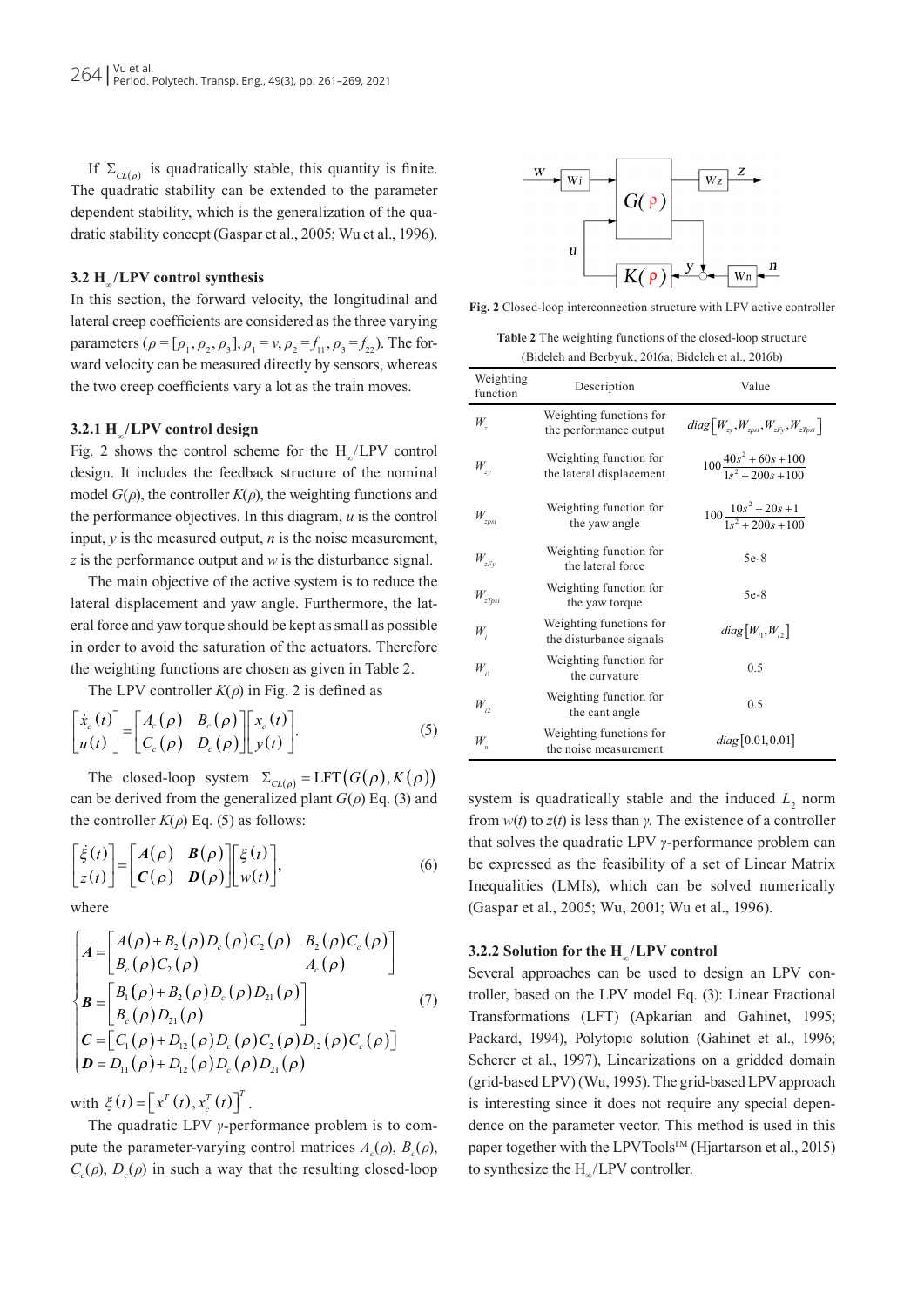If $\Sigma_{CL(\rho)}$ is quadratically stable, this quantity is finite. The quadratic stability can be extended to the parameter dependent stability, which is the generalization of the quadratic stability concept (Gaspar et al., 2005; Wu et al., 1996).

### 3.2 $H_\infty$/LPV control synthesis

In this section, the forward velocity, the longitudinal and lateral creep coefficients are considered as the three varying parameters ($\rho = [\rho_1, \rho_2, \rho_3], \rho_1 = v, \rho_2 = f_{11}, \rho_3 = f_{22}$). The forward velocity can be measured directly by sensors, whereas the two creep coefficients vary a lot as the train moves.

#### 3.2.1 $H_\infty$/LPV control design

Fig. 2 shows the control scheme for the $H_\infty$/LPV control design. It includes the feedback structure of the nominal model $G(\rho)$, the controller $K(\rho)$, the weighting functions and the performance objectives. In this diagram, $u$ is the control input, $y$ is the measured output, $n$ is the noise measurement, $z$ is the performance output and $w$ is the disturbance signal.

The main objective of the active system is to reduce the lateral displacement and yaw angle. Furthermore, the lateral force and yaw torque should be kept as small as possible in order to avoid the saturation of the actuators. Therefore the weighting functions are chosen as given in Table 2.

The LPV controller $K(\rho)$ in Fig. 2 is defined as

$$\begin{bmatrix} \dot{x}_c(t) \\ u(t) \end{bmatrix} = \begin{bmatrix} A_c(\rho) & B_c(\rho) \\ C_c(\rho) & D_c(\rho) \end{bmatrix} \begin{bmatrix} x_c(t) \\ y(t) \end{bmatrix}. \tag{5}$$

The closed-loop system $\Sigma_{CL(\rho)} = \text{LFT}(G(\rho), K(\rho))$ can be derived from the generalized plant $G(\rho)$ Eq. (3) and the controller $K(\rho)$ Eq. (5) as follows:

$$\begin{bmatrix} \dot{\xi}(t) \\ z(t) \end{bmatrix} = \begin{bmatrix} \boldsymbol{A}(\rho) & \boldsymbol{B}(\rho) \\ \boldsymbol{C}(\rho) & \boldsymbol{D}(\rho) \end{bmatrix} \begin{bmatrix} \xi(t) \\ w(t) \end{bmatrix}, \tag{6}$$

where

$$\begin{cases} \boldsymbol{A} = \begin{bmatrix} A(\rho) + B_2(\rho) D_c(\rho) C_2(\rho) & B_2(\rho) C_c(\rho) \\ B_c(\rho) C_2(\rho) & A_c(\rho) \end{bmatrix} \\ \boldsymbol{B} = \begin{bmatrix} B_1(\rho) + B_2(\rho) D_c(\rho) D_{21}(\rho) \\ B_c(\rho) D_{21}(\rho) \end{bmatrix} \\ \boldsymbol{C} = \begin{bmatrix} C_1(\rho) + D_{12}(\rho) D_c(\rho) C_2(\boldsymbol{\rho}) & D_{12}(\rho) C_c(\rho) \end{bmatrix} \\ \boldsymbol{D} = D_{11}(\rho) + D_{12}(\rho) D_c(\rho) D_{21}(\rho) \end{cases} \tag{7}$$

with $\xi(t) = \left[x^T(t), x_c^T(t)\right]^T$.

The quadratic LPV $\gamma$-performance problem is to compute the parameter-varying control matrices $A_c(\rho)$, $B_c(\rho)$, $C_c(\rho)$, $D_c(\rho)$ in such a way that the resulting closed-loop system is quadratically stable and the induced $L_2$ norm from $w(t)$ to $z(t)$ is less than $\gamma$. The existence of a controller that solves the quadratic LPV $\gamma$-performance problem can be expressed as the feasibility of a set of Linear Matrix Inequalities (LMIs), which can be solved numerically (Gaspar et al., 2005; Wu, 2001; Wu et al., 1996).

Fig. 2 Closed-loop interconnection structure with LPV active controller

Table 2 The weighting functions of the closed-loop structure (Bideleh and Berbyuk, 2016a; Bideleh et al., 2016b)

| Weighting function | Description | Value |
|---|---|---|
| $W_z$ | Weighting functions for the performance output | $diag\left[W_{zy}, W_{zpsi}, W_{zFy}, W_{zTpsi}\right]$ |
| $W_{zy}$ | Weighting function for the lateral displacement | $100\dfrac{40s^2+60s+100}{1s^2+200s+100}$ |
| $W_{zpsi}$ | Weighting function for the yaw angle | $100\dfrac{10s^2+20s+1}{1s^2+200s+100}$ |
| $W_{zFy}$ | Weighting function for the lateral force | 5e-8 |
| $W_{zTpsi}$ | Weighting function for the yaw torque | 5e-8 |
| $W_i$ | Weighting functions for the disturbance signals | $diag\left[W_{i1}, W_{i2}\right]$ |
| $W_{i1}$ | Weighting function for the curvature | 0.5 |
| $W_{i2}$ | Weighting function for the cant angle | 0.5 |
| $W_n$ | Weighting functions for the noise measurement | $diag[0.01, 0.01]$ |

#### 3.2.2 Solution for the $H_\infty$/LPV control

Several approaches can be used to design an LPV controller, based on the LPV model Eq. (3): Linear Fractional Transformations (LFT) (Apkarian and Gahinet, 1995; Packard, 1994), Polytopic solution (Gahinet et al., 1996; Scherer et al., 1997), Linearizations on a gridded domain (grid-based LPV) (Wu, 1995). The grid-based LPV approach is interesting since it does not require any special dependence on the parameter vector. This method is used in this paper together with the LPVTools™ (Hjartarson et al., 2015) to synthesize the $H_\infty$/LPV controller.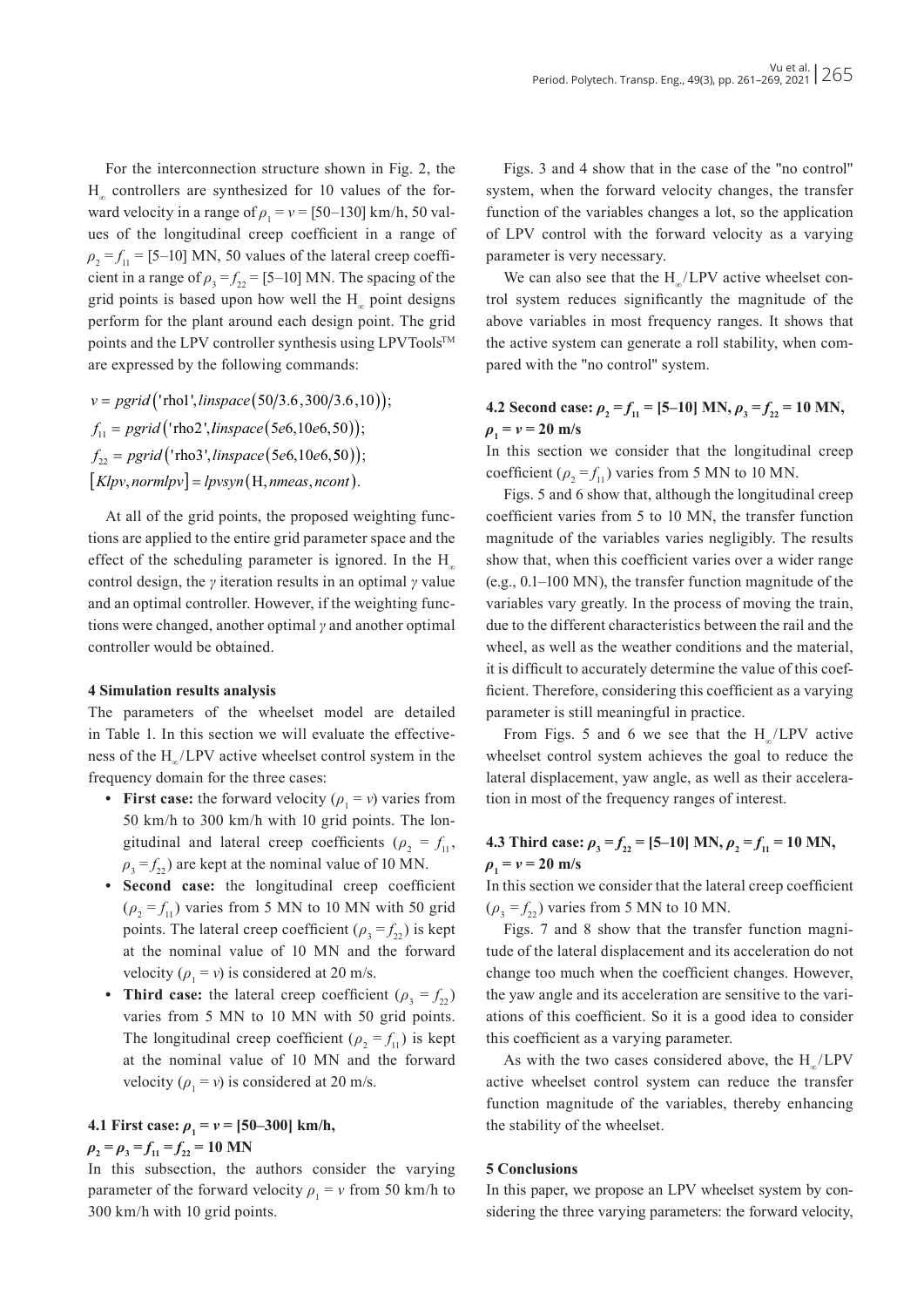For the interconnection structure shown in Fig. 2, the $H_\infty$ controllers are synthesized for 10 values of the forward velocity in a range of $\rho_1 = v = [50–130]$ km/h, 50 values of the longitudinal creep coefficient in a range of $\rho_2 = f_{11} = [5–10]$ MN, 50 values of the lateral creep coefficient in a range of $\rho_3 = f_{22} = [5–10]$ MN. The spacing of the grid points is based upon how well the $H_\infty$ point designs perform for the plant around each design point. The grid points and the LPV controller synthesis using LPVTools™ are expressed by the following commands:

$$v = pgrid\left('\text{rho1}', linspace\left(50/3.6, 300/3.6, 10\right)\right);$$
$$f_{11} = pgrid\left('\text{rho2}', linspace\left(5e6, 10e6, 50\right)\right);$$
$$f_{22} = pgrid\left('\text{rho3}', linspace\left(5e6, 10e6, 50\right)\right);$$
$$\left[Klpv, normlpv\right] = lpvsyn\left(\text{H}, nmeas, ncont\right).$$

At all of the grid points, the proposed weighting functions are applied to the entire grid parameter space and the effect of the scheduling parameter is ignored. In the $H_\infty$ control design, the $\gamma$ iteration results in an optimal $\gamma$ value and an optimal controller. However, if the weighting functions were changed, another optimal $\gamma$ and another optimal controller would be obtained.

## 4 Simulation results analysis

The parameters of the wheelset model are detailed in Table 1. In this section we will evaluate the effectiveness of the $H_\infty$/LPV active wheelset control system in the frequency domain for the three cases:

- **First case:** the forward velocity ($\rho_1 = v$) varies from 50 km/h to 300 km/h with 10 grid points. The longitudinal and lateral creep coefficients ($\rho_2 = f_{11}$, $\rho_3 = f_{22}$) are kept at the nominal value of 10 MN.
- **Second case:** the longitudinal creep coefficient ($\rho_2 = f_{11}$) varies from 5 MN to 10 MN with 50 grid points. The lateral creep coefficient ($\rho_3 = f_{22}$) is kept at the nominal value of 10 MN and the forward velocity ($\rho_1 = v$) is considered at 20 m/s.
- **Third case:** the lateral creep coefficient ($\rho_3 = f_{22}$) varies from 5 MN to 10 MN with 50 grid points. The longitudinal creep coefficient ($\rho_2 = f_{11}$) is kept at the nominal value of 10 MN and the forward velocity ($\rho_1 = v$) is considered at 20 m/s.

### 4.1 First case: $\rho_1 = v = [50–300]$ km/h, $\rho_2 = \rho_3 = f_{11} = f_{22} = 10$ MN

In this subsection, the authors consider the varying parameter of the forward velocity $\rho_1 = v$ from 50 km/h to 300 km/h with 10 grid points.

Figs. 3 and 4 show that in the case of the "no control" system, when the forward velocity changes, the transfer function of the variables changes a lot, so the application of LPV control with the forward velocity as a varying parameter is very necessary.

We can also see that the $H_\infty$/LPV active wheelset control system reduces significantly the magnitude of the above variables in most frequency ranges. It shows that the active system can generate a roll stability, when compared with the "no control" system.

### 4.2 Second case: $\rho_2 = f_{11} = [5–10]$ MN, $\rho_3 = f_{22} = 10$ MN, $\rho_1 = v = 20$ m/s

In this section we consider that the longitudinal creep coefficient ($\rho_2 = f_{11}$) varies from 5 MN to 10 MN.

Figs. 5 and 6 show that, although the longitudinal creep coefficient varies from 5 to 10 MN, the transfer function magnitude of the variables varies negligibly. The results show that, when this coefficient varies over a wider range (e.g., 0.1–100 MN), the transfer function magnitude of the variables vary greatly. In the process of moving the train, due to the different characteristics between the rail and the wheel, as well as the weather conditions and the material, it is difficult to accurately determine the value of this coefficient. Therefore, considering this coefficient as a varying parameter is still meaningful in practice.

From Figs. 5 and 6 we see that the $H_\infty$/LPV active wheelset control system achieves the goal to reduce the lateral displacement, yaw angle, as well as their acceleration in most of the frequency ranges of interest.

### 4.3 Third case: $\rho_3 = f_{22} = [5–10]$ MN, $\rho_2 = f_{11} = 10$ MN, $\rho_1 = v = 20$ m/s

In this section we consider that the lateral creep coefficient ($\rho_3 = f_{22}$) varies from 5 MN to 10 MN.

Figs. 7 and 8 show that the transfer function magnitude of the lateral displacement and its acceleration do not change too much when the coefficient changes. However, the yaw angle and its acceleration are sensitive to the variations of this coefficient. So it is a good idea to consider this coefficient as a varying parameter.

As with the two cases considered above, the $H_\infty$/LPV active wheelset control system can reduce the transfer function magnitude of the variables, thereby enhancing the stability of the wheelset.

## 5 Conclusions

In this paper, we propose an LPV wheelset system by considering the three varying parameters: the forward velocity,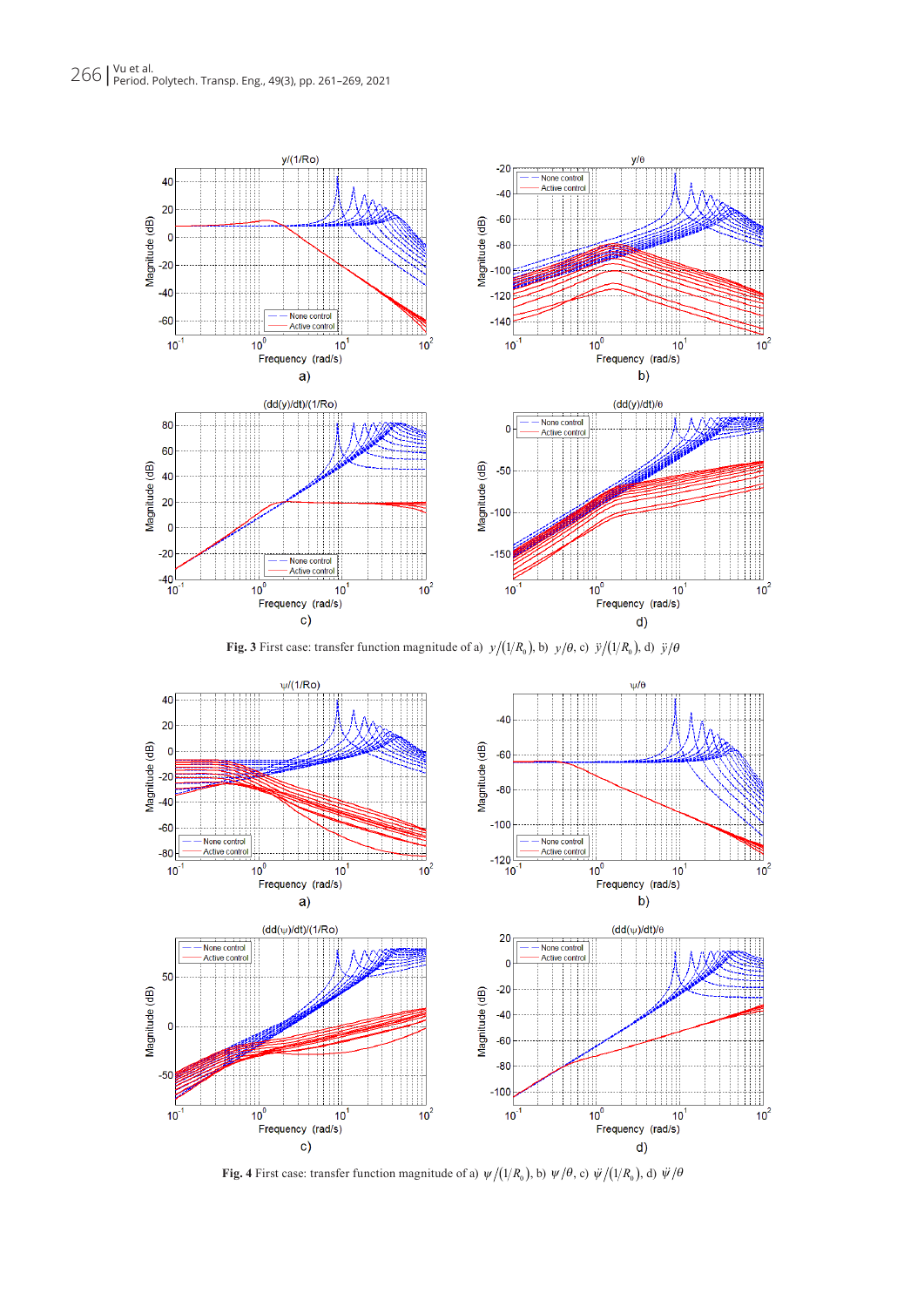**Fig. 3** First case: transfer function magnitude of a) $y/(1/R_0)$, b) $y/\theta$, c) $\ddot{y}/(1/R_0)$, d) $\ddot{y}/\theta$

**Fig. 4** First case: transfer function magnitude of a) $\psi/(1/R_0)$, b) $\psi/\theta$, c) $\ddot{\psi}/(1/R_0)$, d) $\ddot{\psi}/\theta$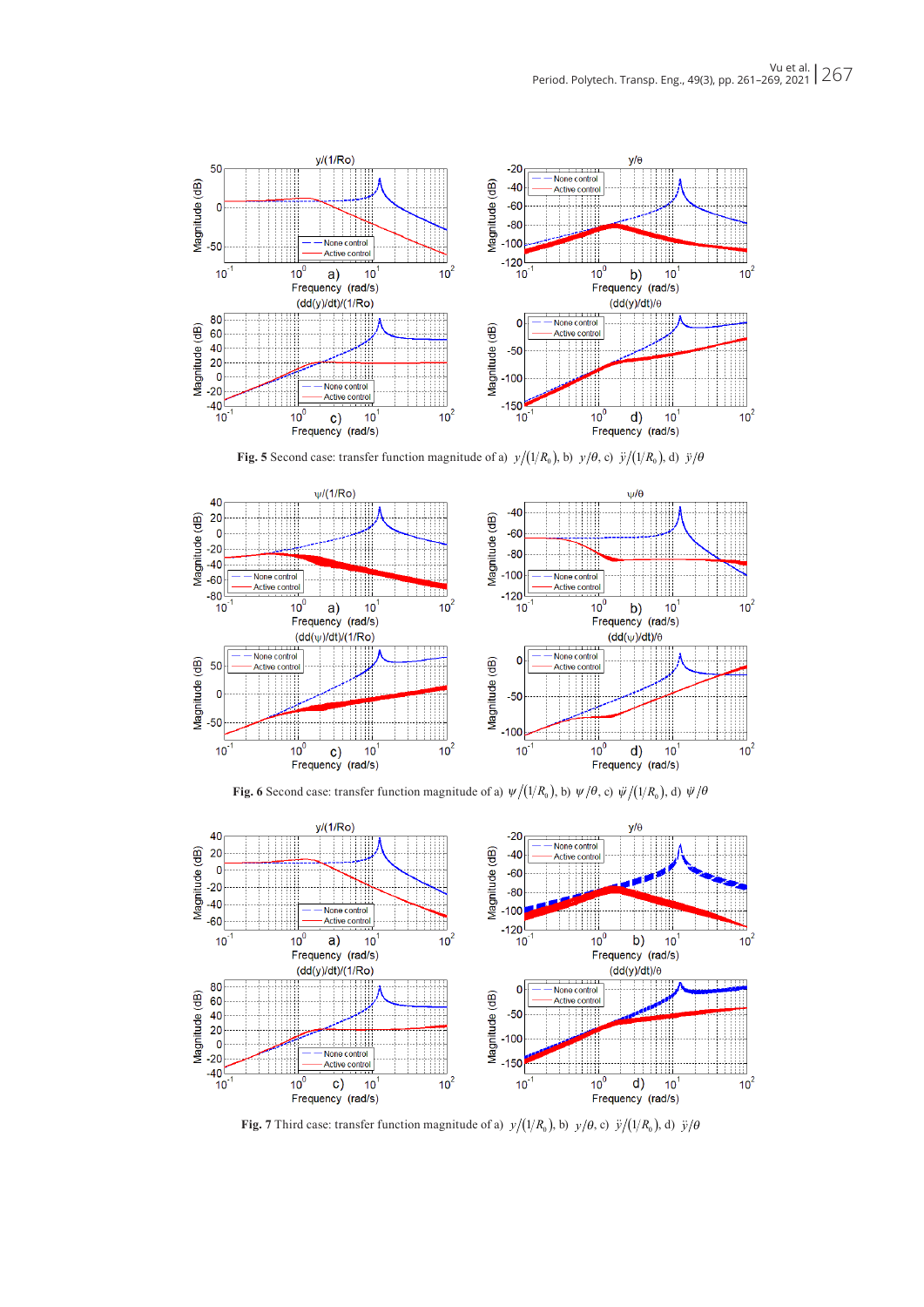**Fig. 5** Second case: transfer function magnitude of a) $y/(1/R_0)$, b) $y/\theta$, c) $\ddot{y}/(1/R_0)$, d) $\ddot{y}/\theta$

**Fig. 6** Second case: transfer function magnitude of a) $\psi/(1/R_0)$, b) $\psi/\theta$, c) $\ddot{\psi}/(1/R_0)$, d) $\ddot{\psi}/\theta$

**Fig. 7** Third case: transfer function magnitude of a) $y/(1/R_0)$, b) $y/\theta$, c) $\ddot{y}/(1/R_0)$, d) $\ddot{y}/\theta$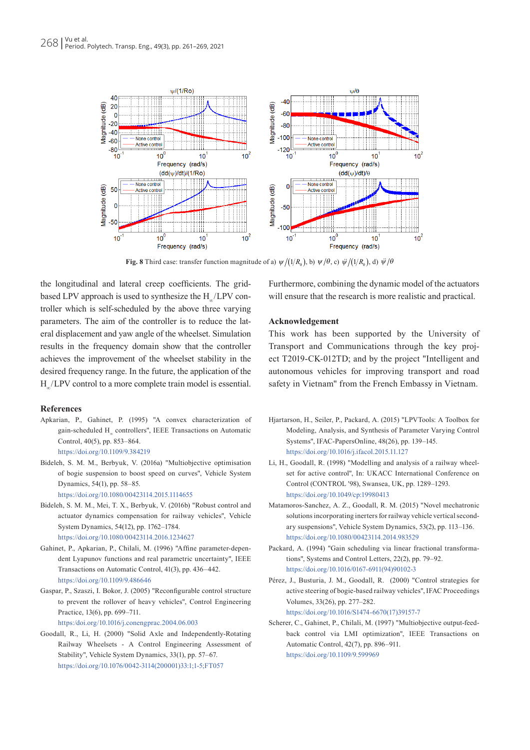**Fig. 8** Third case: transfer function magnitude of a) $\psi/(1/R_0)$, b) $\psi/\theta$, c) $\ddot{\psi}/(1/R_0)$, d) $\ddot{\psi}/\theta$

the longitudinal and lateral creep coefficients. The grid-based LPV approach is used to synthesize the $H_\infty$/LPV controller which is self-scheduled by the above three varying parameters. The aim of the controller is to reduce the lateral displacement and yaw angle of the wheelset. Simulation results in the frequency domain show that the controller achieves the improvement of the wheelset stability in the desired frequency range. In the future, the application of the $H_\infty$/LPV control to a more complete train model is essential. Furthermore, combining the dynamic model of the actuators will ensure that the research is more realistic and practical.

## Acknowledgement

This work has been supported by the University of Transport and Communications through the key project T2019-CK-012TD; and by the project "Intelligent and autonomous vehicles for improving transport and road safety in Vietnam" from the French Embassy in Vietnam.

## References

Apkarian, P., Gahinet, P. (1995) "A convex characterization of gain-scheduled $H_\infty$ controllers", IEEE Transactions on Automatic Control, 40(5), pp. 853–864. https://doi.org/10.1109/9.384219

Bideleh, S. M. M., Berbyuk, V. (2016a) "Multiobjective optimisation of bogie suspension to boost speed on curves", Vehicle System Dynamics, 54(1), pp. 58–85. https://doi.org/10.1080/00423114.2015.1114655

Bideleh, S. M. M., Mei, T. X., Berbyuk, V. (2016b) "Robust control and actuator dynamics compensation for railway vehicles", Vehicle System Dynamics, 54(12), pp. 1762–1784. https://doi.org/10.1080/00423114.2016.1234627

Gahinet, P., Apkarian, P., Chilali, M. (1996) "Affine parameter-dependent Lyapunov functions and real parametric uncertainty", IEEE Transactions on Automatic Control, 41(3), pp. 436–442. https://doi.org/10.1109/9.486646

Gaspar, P., Szaszi, I. Bokor, J. (2005) "Reconfigurable control structure to prevent the rollover of heavy vehicles", Control Engineering Practice, 13(6), pp. 699–711. https://doi.org/10.1016/j.conengprac.2004.06.003

Goodall, R., Li, H. (2000) "Solid Axle and Independently-Rotating Railway Wheelsets - A Control Engineering Assessment of Stability", Vehicle System Dynamics, 33(1), pp. 57–67. https://doi.org/10.1076/0042-3114(200001)33:1;1-5;FT057

Hjartarson, H., Seiler, P., Packard, A. (2015) "LPVTools: A Toolbox for Modeling, Analysis, and Synthesis of Parameter Varying Control Systems", IFAC-PapersOnline, 48(26), pp. 139–145. https://doi.org/10.1016/j.ifacol.2015.11.127

Li, H., Goodall, R. (1998) "Modelling and analysis of a railway wheelset for active control", In: UKACC International Conference on Control (CONTROL '98), Swansea, UK, pp. 1289–1293. https://doi.org/10.1049/cp:19980413

Matamoros-Sanchez, A. Z., Goodall, R. M. (2015) "Novel mechatronic solutions incorporating inerters for railway vehicle vertical secondary suspensions", Vehicle System Dynamics, 53(2), pp. 113–136. https://doi.org/10.1080/00423114.2014.983529

Packard, A. (1994) "Gain scheduling via linear fractional transformations", Systems and Control Letters, 22(2), pp. 79–92. https://doi.org/10.1016/0167-6911(94)90102-3

Pérez, J., Busturia, J. M., Goodall, R. (2000) "Control strategies for active steering of bogie-based railway vehicles", IFAC Proceedings Volumes, 33(26), pp. 277–282. https://doi.org/10.1016/S1474-6670(17)39157-7

Scherer, C., Gahinet, P., Chilali, M. (1997) "Multiobjective output-feedback control via LMI optimization", IEEE Transactions on Automatic Control, 42(7), pp. 896–911. https://doi.org/10.1109/9.599969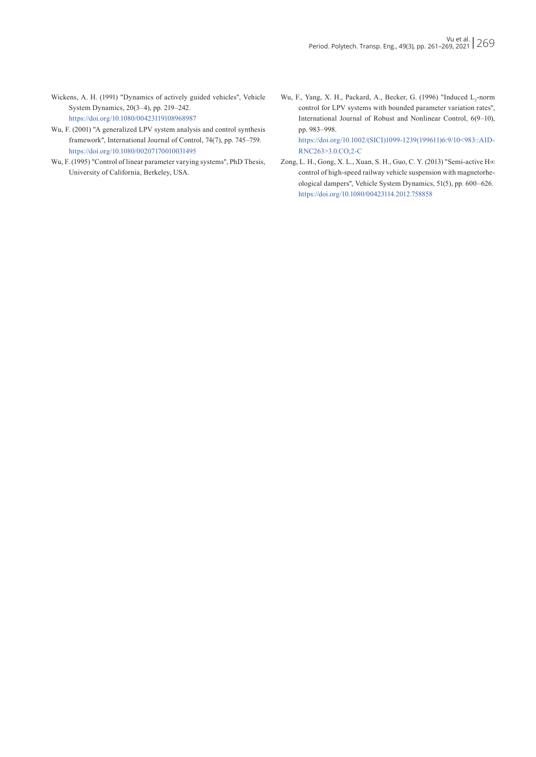Wickens, A. H. (1991) "Dynamics of actively guided vehicles", Vehicle System Dynamics, 20(3–4), pp. 219–242. https://doi.org/10.1080/00423119108968987

Wu, F. (2001) "A generalized LPV system analysis and control synthesis framework", International Journal of Control, 74(7), pp. 745–759. https://doi.org/10.1080/00207170010031495

Wu, F. (1995) "Control of linear parameter varying systems", PhD Thesis, University of California, Berkeley, USA.

Wu, F., Yang, X. H., Packard, A., Becker, G. (1996) "Induced $L_2$-norm control for LPV systems with bounded parameter variation rates", International Journal of Robust and Nonlinear Control, 6(9–10), pp. 983–998. https://doi.org/10.1002/(SICI)1099-1239(199611)6:9/10<983::AID-RNC263>3.0.CO;2-C

Zong, L. H., Gong, X. L., Xuan, S. H., Guo, C. Y. (2013) "Semi-active H∞ control of high-speed railway vehicle suspension with magnetorheological dampers", Vehicle System Dynamics, 51(5), pp. 600–626. https://doi.org/10.1080/00423114.2012.758858